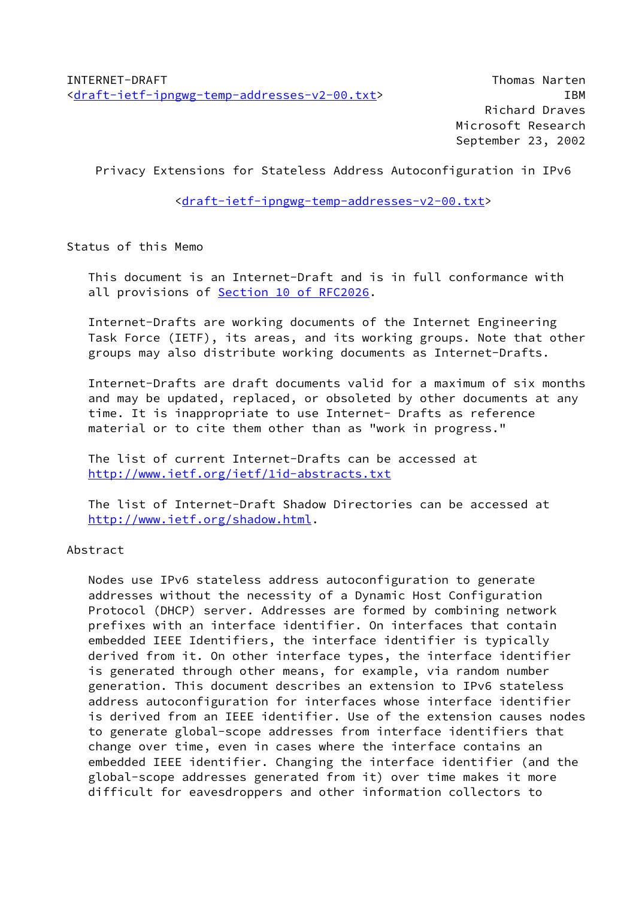INTERNET-DRAFT Thomas Narten
<draft-ietf-ipngwg-temp-addresses-v2-00.txt> IBM
Richard Draves
Microsoft Research
September 23, 2002

# Privacy Extensions for Stateless Address Autoconfiguration in IPv6

<draft-ietf-ipngwg-temp-addresses-v2-00.txt>

## Status of this Memo

This document is an Internet-Draft and is in full conformance with all provisions of Section 10 of RFC2026.

Internet-Drafts are working documents of the Internet Engineering Task Force (IETF), its areas, and its working groups. Note that other groups may also distribute working documents as Internet-Drafts.

Internet-Drafts are draft documents valid for a maximum of six months and may be updated, replaced, or obsoleted by other documents at any time. It is inappropriate to use Internet- Drafts as reference material or to cite them other than as "work in progress."

The list of current Internet-Drafts can be accessed at http://www.ietf.org/ietf/1id-abstracts.txt

The list of Internet-Draft Shadow Directories can be accessed at http://www.ietf.org/shadow.html.

## Abstract

Nodes use IPv6 stateless address autoconfiguration to generate addresses without the necessity of a Dynamic Host Configuration Protocol (DHCP) server. Addresses are formed by combining network prefixes with an interface identifier. On interfaces that contain embedded IEEE Identifiers, the interface identifier is typically derived from it. On other interface types, the interface identifier is generated through other means, for example, via random number generation. This document describes an extension to IPv6 stateless address autoconfiguration for interfaces whose interface identifier is derived from an IEEE identifier. Use of the extension causes nodes to generate global-scope addresses from interface identifiers that change over time, even in cases where the interface contains an embedded IEEE identifier. Changing the interface identifier (and the global-scope addresses generated from it) over time makes it more difficult for eavesdroppers and other information collectors to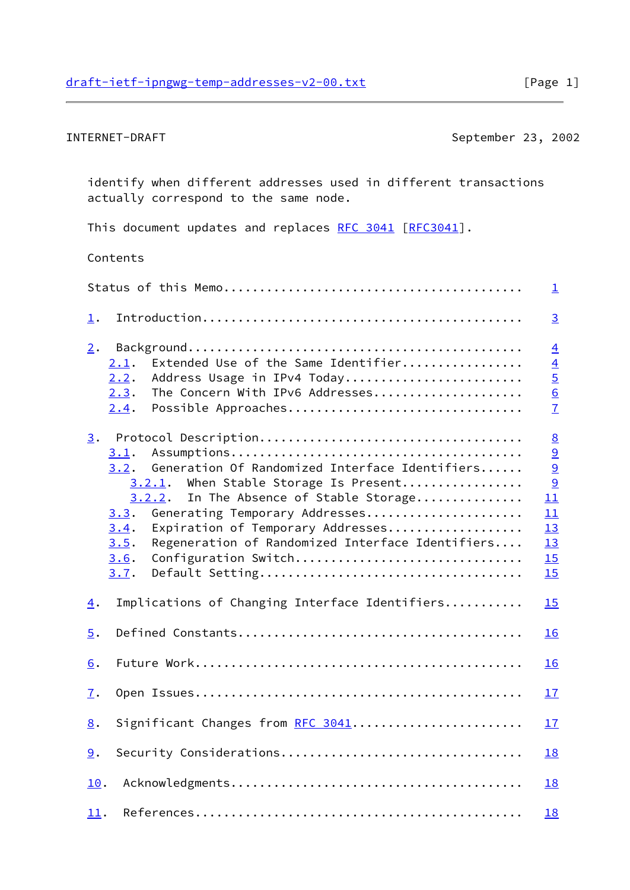identify when different addresses used in different transactions actually correspond to the same node.

This document updates and replaces RFC 3041 [RFC3041].

Contents

```
Status of this Memo........................................   1

1.  Introduction...........................................   3

2.  Background.............................................   4
   2.1.  Extended Use of the Same Identifier...............   4
   2.2.  Address Usage in IPv4 Today.......................   5
   2.3.  The Concern With IPv6 Addresses...................   6
   2.4.  Possible Approaches...............................   7

3.  Protocol Description...................................   8
   3.1.  Assumptions.......................................   9
   3.2.  Generation Of Randomized Interface Identifiers......   9
      3.2.1.  When Stable Storage Is Present...............   9
      3.2.2.  In The Absence of Stable Storage.............  11
   3.3.  Generating Temporary Addresses....................  11
   3.4.  Expiration of Temporary Addresses.................  13
   3.5.  Regeneration of Randomized Interface Identifiers....  13
   3.6.  Configuration Switch..............................  15
   3.7.  Default Setting...................................  15

4.  Implications of Changing Interface Identifiers..........  15

5.  Defined Constants......................................  16

6.  Future Work............................................  16

7.  Open Issues............................................  17

8.  Significant Changes from RFC 3041......................  17

9.  Security Considerations................................  18

10.  Acknowledgments.......................................  18

11.  References............................................  18
```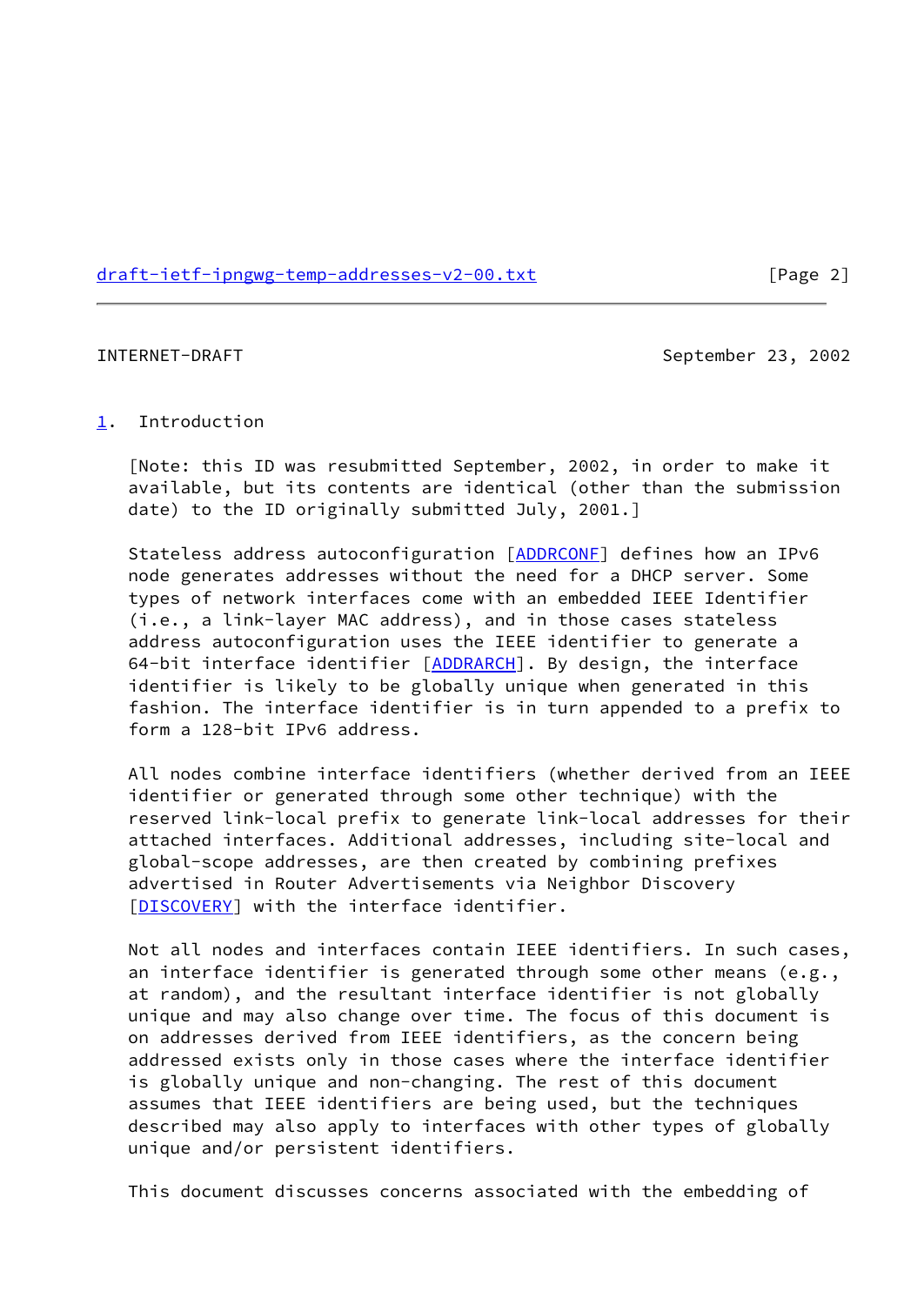## 1. Introduction

[Note: this ID was resubmitted September, 2002, in order to make it available, but its contents are identical (other than the submission date) to the ID originally submitted July, 2001.]

Stateless address autoconfiguration [ADDRCONF] defines how an IPv6 node generates addresses without the need for a DHCP server. Some types of network interfaces come with an embedded IEEE Identifier (i.e., a link-layer MAC address), and in those cases stateless address autoconfiguration uses the IEEE identifier to generate a 64-bit interface identifier [ADDRARCH]. By design, the interface identifier is likely to be globally unique when generated in this fashion. The interface identifier is in turn appended to a prefix to form a 128-bit IPv6 address.

All nodes combine interface identifiers (whether derived from an IEEE identifier or generated through some other technique) with the reserved link-local prefix to generate link-local addresses for their attached interfaces. Additional addresses, including site-local and global-scope addresses, are then created by combining prefixes advertised in Router Advertisements via Neighbor Discovery [DISCOVERY] with the interface identifier.

Not all nodes and interfaces contain IEEE identifiers. In such cases, an interface identifier is generated through some other means (e.g., at random), and the resultant interface identifier is not globally unique and may also change over time. The focus of this document is on addresses derived from IEEE identifiers, as the concern being addressed exists only in those cases where the interface identifier is globally unique and non-changing. The rest of this document assumes that IEEE identifiers are being used, but the techniques described may also apply to interfaces with other types of globally unique and/or persistent identifiers.

This document discusses concerns associated with the embedding of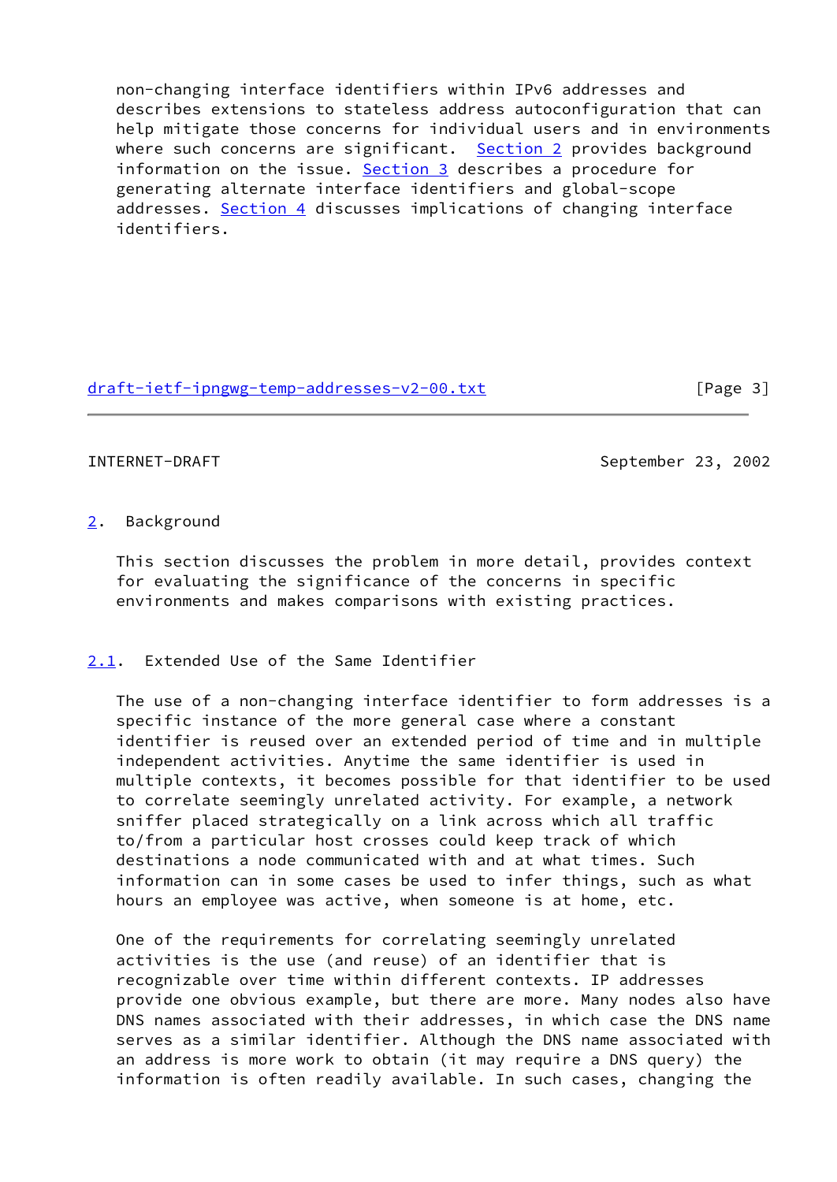non-changing interface identifiers within IPv6 addresses and describes extensions to stateless address autoconfiguration that can help mitigate those concerns for individual users and in environments where such concerns are significant. Section 2 provides background information on the issue. Section 3 describes a procedure for generating alternate interface identifiers and global-scope addresses. Section 4 discusses implications of changing interface identifiers.

## 2. Background

This section discusses the problem in more detail, provides context for evaluating the significance of the concerns in specific environments and makes comparisons with existing practices.

### 2.1. Extended Use of the Same Identifier

The use of a non-changing interface identifier to form addresses is a specific instance of the more general case where a constant identifier is reused over an extended period of time and in multiple independent activities. Anytime the same identifier is used in multiple contexts, it becomes possible for that identifier to be used to correlate seemingly unrelated activity. For example, a network sniffer placed strategically on a link across which all traffic to/from a particular host crosses could keep track of which destinations a node communicated with and at what times. Such information can in some cases be used to infer things, such as what hours an employee was active, when someone is at home, etc.

One of the requirements for correlating seemingly unrelated activities is the use (and reuse) of an identifier that is recognizable over time within different contexts. IP addresses provide one obvious example, but there are more. Many nodes also have DNS names associated with their addresses, in which case the DNS name serves as a similar identifier. Although the DNS name associated with an address is more work to obtain (it may require a DNS query) the information is often readily available. In such cases, changing the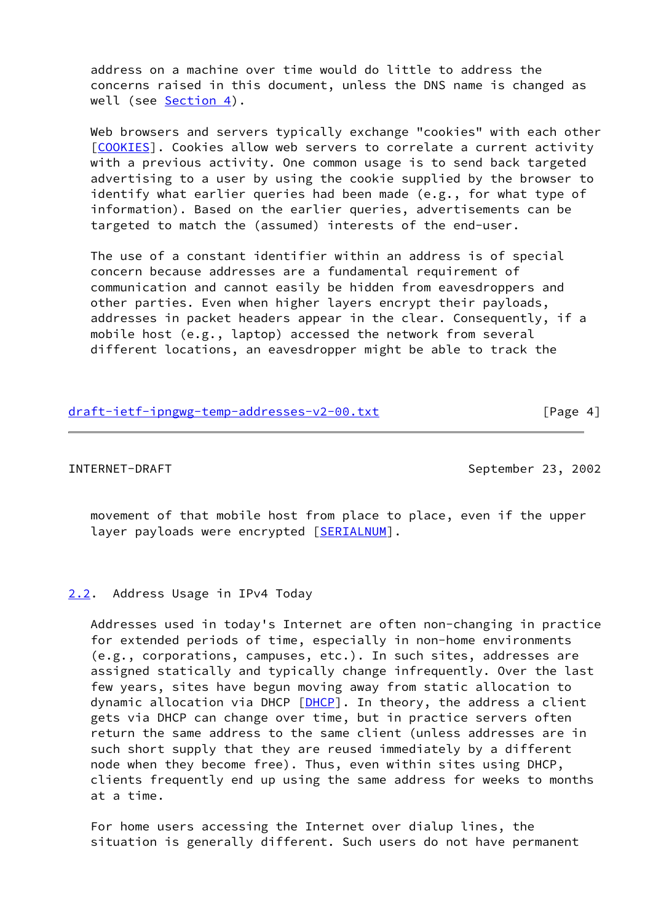address on a machine over time would do little to address the concerns raised in this document, unless the DNS name is changed as well (see Section 4).

Web browsers and servers typically exchange "cookies" with each other [COOKIES]. Cookies allow web servers to correlate a current activity with a previous activity. One common usage is to send back targeted advertising to a user by using the cookie supplied by the browser to identify what earlier queries had been made (e.g., for what type of information). Based on the earlier queries, advertisements can be targeted to match the (assumed) interests of the end-user.

The use of a constant identifier within an address is of special concern because addresses are a fundamental requirement of communication and cannot easily be hidden from eavesdroppers and other parties. Even when higher layers encrypt their payloads, addresses in packet headers appear in the clear. Consequently, if a mobile host (e.g., laptop) accessed the network from several different locations, an eavesdropper might be able to track the movement of that mobile host from place to place, even if the upper layer payloads were encrypted [SERIALNUM].

## 2.2. Address Usage in IPv4 Today

Addresses used in today's Internet are often non-changing in practice for extended periods of time, especially in non-home environments (e.g., corporations, campuses, etc.). In such sites, addresses are assigned statically and typically change infrequently. Over the last few years, sites have begun moving away from static allocation to dynamic allocation via DHCP [DHCP]. In theory, the address a client gets via DHCP can change over time, but in practice servers often return the same address to the same client (unless addresses are in such short supply that they are reused immediately by a different node when they become free). Thus, even within sites using DHCP, clients frequently end up using the same address for weeks to months at a time.

For home users accessing the Internet over dialup lines, the situation is generally different. Such users do not have permanent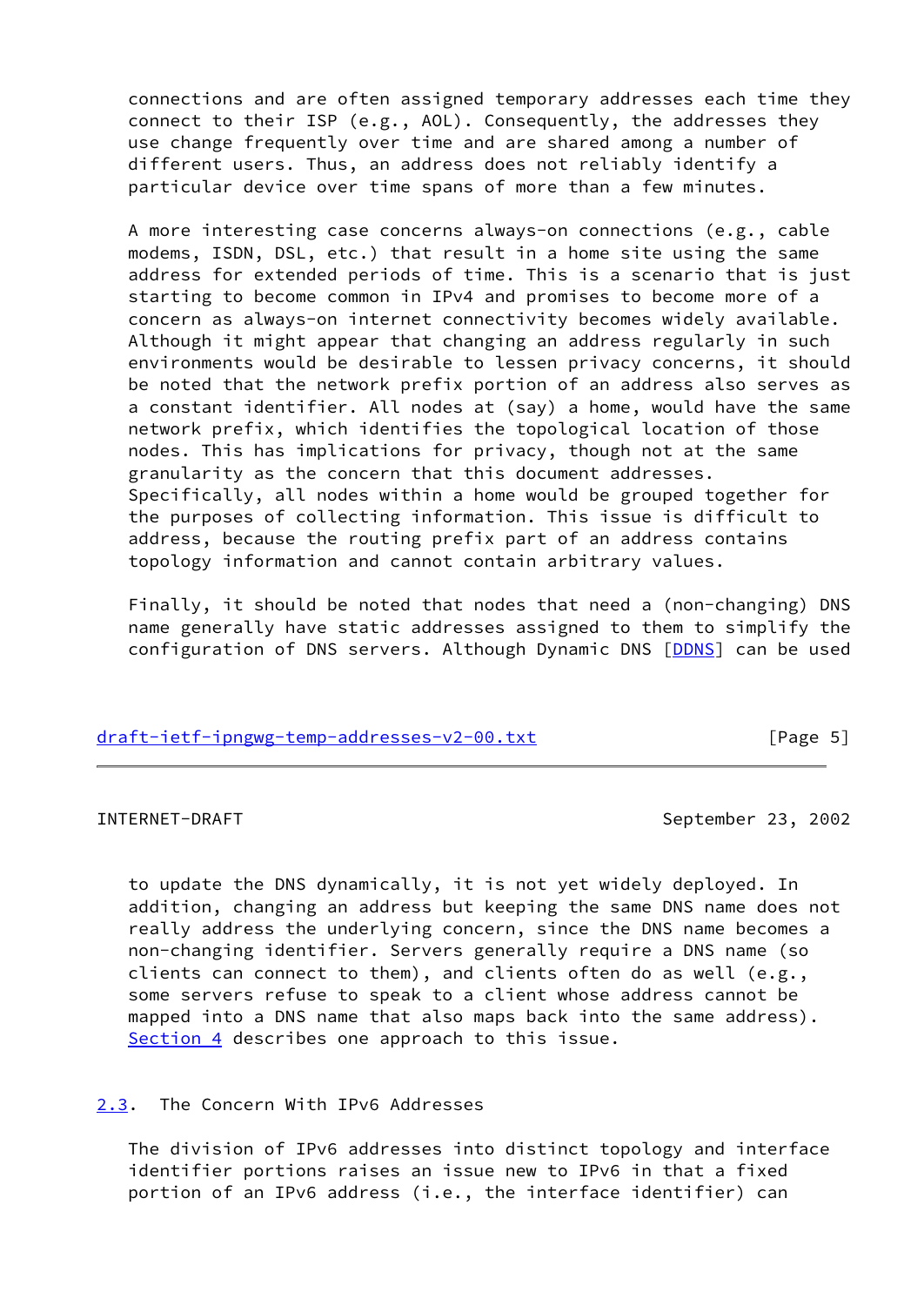connections and are often assigned temporary addresses each time they connect to their ISP (e.g., AOL). Consequently, the addresses they use change frequently over time and are shared among a number of different users. Thus, an address does not reliably identify a particular device over time spans of more than a few minutes.

A more interesting case concerns always-on connections (e.g., cable modems, ISDN, DSL, etc.) that result in a home site using the same address for extended periods of time. This is a scenario that is just starting to become common in IPv4 and promises to become more of a concern as always-on internet connectivity becomes widely available. Although it might appear that changing an address regularly in such environments would be desirable to lessen privacy concerns, it should be noted that the network prefix portion of an address also serves as a constant identifier. All nodes at (say) a home, would have the same network prefix, which identifies the topological location of those nodes. This has implications for privacy, though not at the same granularity as the concern that this document addresses. Specifically, all nodes within a home would be grouped together for the purposes of collecting information. This issue is difficult to address, because the routing prefix part of an address contains topology information and cannot contain arbitrary values.

Finally, it should be noted that nodes that need a (non-changing) DNS name generally have static addresses assigned to them to simplify the configuration of DNS servers. Although Dynamic DNS [DDNS] can be used to update the DNS dynamically, it is not yet widely deployed. In addition, changing an address but keeping the same DNS name does not really address the underlying concern, since the DNS name becomes a non-changing identifier. Servers generally require a DNS name (so clients can connect to them), and clients often do as well (e.g., some servers refuse to speak to a client whose address cannot be mapped into a DNS name that also maps back into the same address). Section 4 describes one approach to this issue.

## 2.3. The Concern With IPv6 Addresses

The division of IPv6 addresses into distinct topology and interface identifier portions raises an issue new to IPv6 in that a fixed portion of an IPv6 address (i.e., the interface identifier) can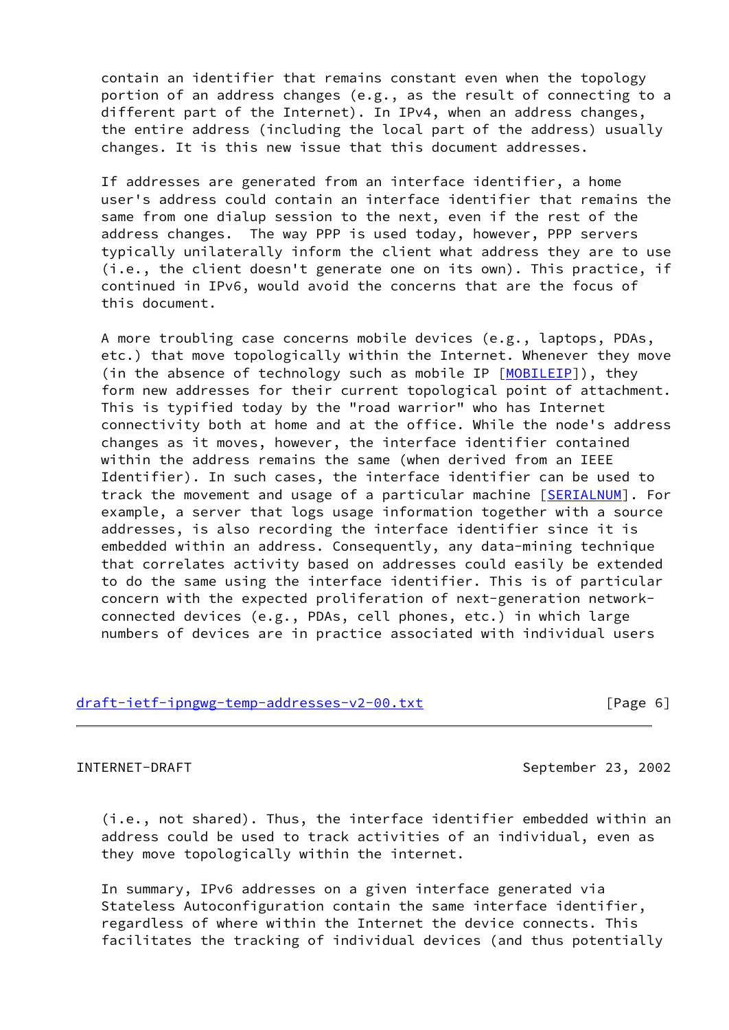contain an identifier that remains constant even when the topology portion of an address changes (e.g., as the result of connecting to a different part of the Internet). In IPv4, when an address changes, the entire address (including the local part of the address) usually changes. It is this new issue that this document addresses.

If addresses are generated from an interface identifier, a home user's address could contain an interface identifier that remains the same from one dialup session to the next, even if the rest of the address changes. The way PPP is used today, however, PPP servers typically unilaterally inform the client what address they are to use (i.e., the client doesn't generate one on its own). This practice, if continued in IPv6, would avoid the concerns that are the focus of this document.

A more troubling case concerns mobile devices (e.g., laptops, PDAs, etc.) that move topologically within the Internet. Whenever they move (in the absence of technology such as mobile IP [MOBILEIP]), they form new addresses for their current topological point of attachment. This is typified today by the "road warrior" who has Internet connectivity both at home and at the office. While the node's address changes as it moves, however, the interface identifier contained within the address remains the same (when derived from an IEEE Identifier). In such cases, the interface identifier can be used to track the movement and usage of a particular machine [SERIALNUM]. For example, a server that logs usage information together with a source addresses, is also recording the interface identifier since it is embedded within an address. Consequently, any data-mining technique that correlates activity based on addresses could easily be extended to do the same using the interface identifier. This is of particular concern with the expected proliferation of next-generation network-connected devices (e.g., PDAs, cell phones, etc.) in which large numbers of devices are in practice associated with individual users (i.e., not shared). Thus, the interface identifier embedded within an address could be used to track activities of an individual, even as they move topologically within the internet.

In summary, IPv6 addresses on a given interface generated via Stateless Autoconfiguration contain the same interface identifier, regardless of where within the Internet the device connects. This facilitates the tracking of individual devices (and thus potentially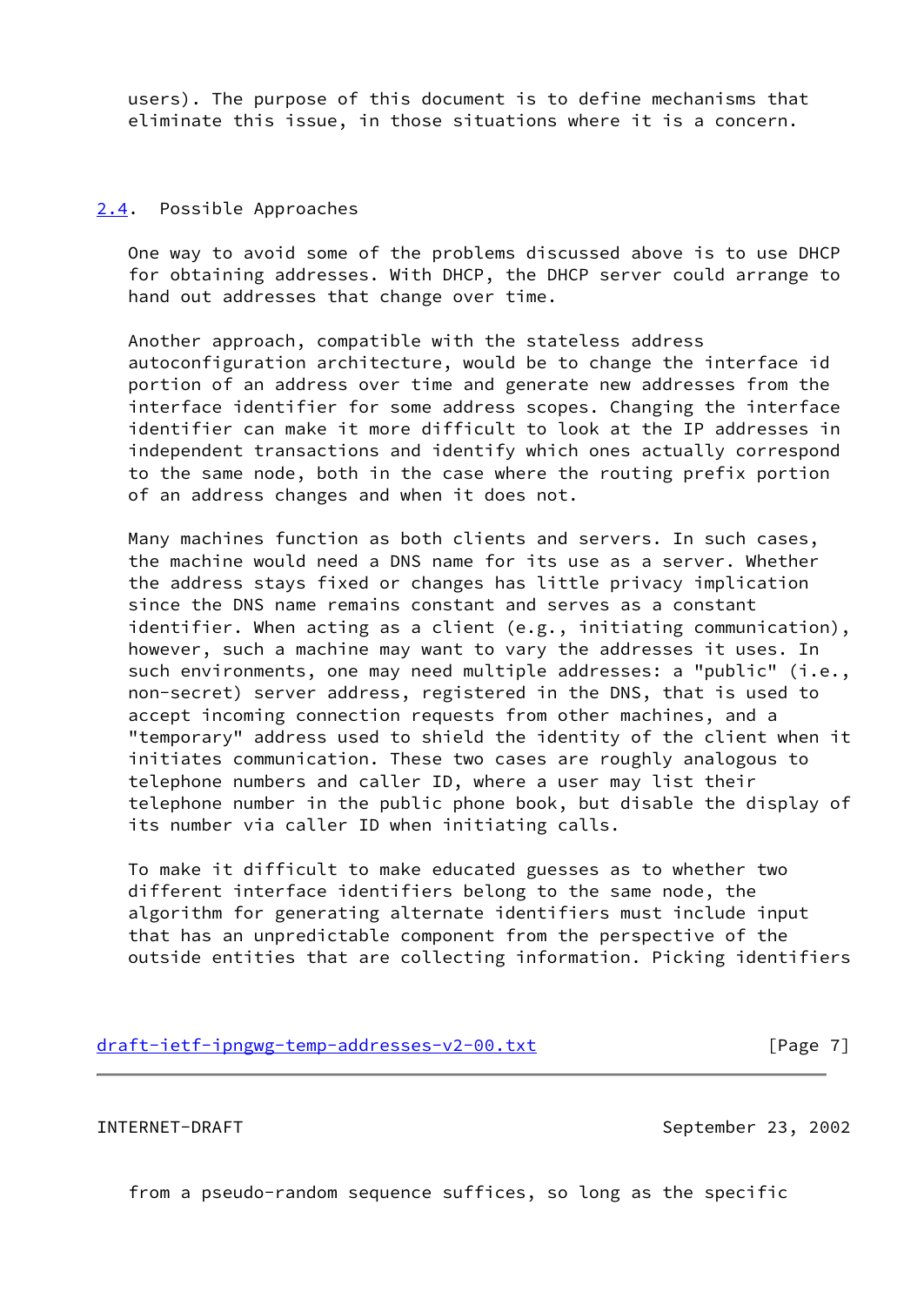users). The purpose of this document is to define mechanisms that eliminate this issue, in those situations where it is a concern.

### 2.4. Possible Approaches

One way to avoid some of the problems discussed above is to use DHCP for obtaining addresses. With DHCP, the DHCP server could arrange to hand out addresses that change over time.

Another approach, compatible with the stateless address autoconfiguration architecture, would be to change the interface id portion of an address over time and generate new addresses from the interface identifier for some address scopes. Changing the interface identifier can make it more difficult to look at the IP addresses in independent transactions and identify which ones actually correspond to the same node, both in the case where the routing prefix portion of an address changes and when it does not.

Many machines function as both clients and servers. In such cases, the machine would need a DNS name for its use as a server. Whether the address stays fixed or changes has little privacy implication since the DNS name remains constant and serves as a constant identifier. When acting as a client (e.g., initiating communication), however, such a machine may want to vary the addresses it uses. In such environments, one may need multiple addresses: a "public" (i.e., non-secret) server address, registered in the DNS, that is used to accept incoming connection requests from other machines, and a "temporary" address used to shield the identity of the client when it initiates communication. These two cases are roughly analogous to telephone numbers and caller ID, where a user may list their telephone number in the public phone book, but disable the display of its number via caller ID when initiating calls.

To make it difficult to make educated guesses as to whether two different interface identifiers belong to the same node, the algorithm for generating alternate identifiers must include input that has an unpredictable component from the perspective of the outside entities that are collecting information. Picking identifiers from a pseudo-random sequence suffices, so long as the specific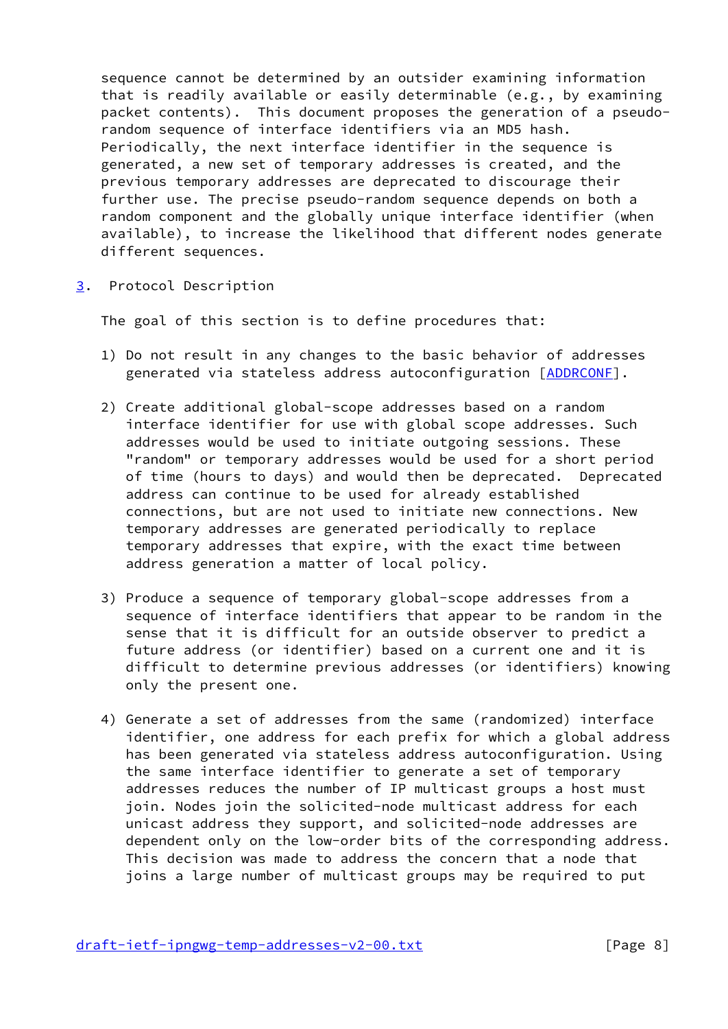sequence cannot be determined by an outsider examining information that is readily available or easily determinable (e.g., by examining packet contents). This document proposes the generation of a pseudo-random sequence of interface identifiers via an MD5 hash. Periodically, the next interface identifier in the sequence is generated, a new set of temporary addresses is created, and the previous temporary addresses are deprecated to discourage their further use. The precise pseudo-random sequence depends on both a random component and the globally unique interface identifier (when available), to increase the likelihood that different nodes generate different sequences.

## 3. Protocol Description

The goal of this section is to define procedures that:

1) Do not result in any changes to the basic behavior of addresses generated via stateless address autoconfiguration [ADDRCONF].

2) Create additional global-scope addresses based on a random interface identifier for use with global scope addresses. Such addresses would be used to initiate outgoing sessions. These "random" or temporary addresses would be used for a short period of time (hours to days) and would then be deprecated. Deprecated address can continue to be used for already established connections, but are not used to initiate new connections. New temporary addresses are generated periodically to replace temporary addresses that expire, with the exact time between address generation a matter of local policy.

3) Produce a sequence of temporary global-scope addresses from a sequence of interface identifiers that appear to be random in the sense that it is difficult for an outside observer to predict a future address (or identifier) based on a current one and it is difficult to determine previous addresses (or identifiers) knowing only the present one.

4) Generate a set of addresses from the same (randomized) interface identifier, one address for each prefix for which a global address has been generated via stateless address autoconfiguration. Using the same interface identifier to generate a set of temporary addresses reduces the number of IP multicast groups a host must join. Nodes join the solicited-node multicast address for each unicast address they support, and solicited-node addresses are dependent only on the low-order bits of the corresponding address. This decision was made to address the concern that a node that joins a large number of multicast groups may be required to put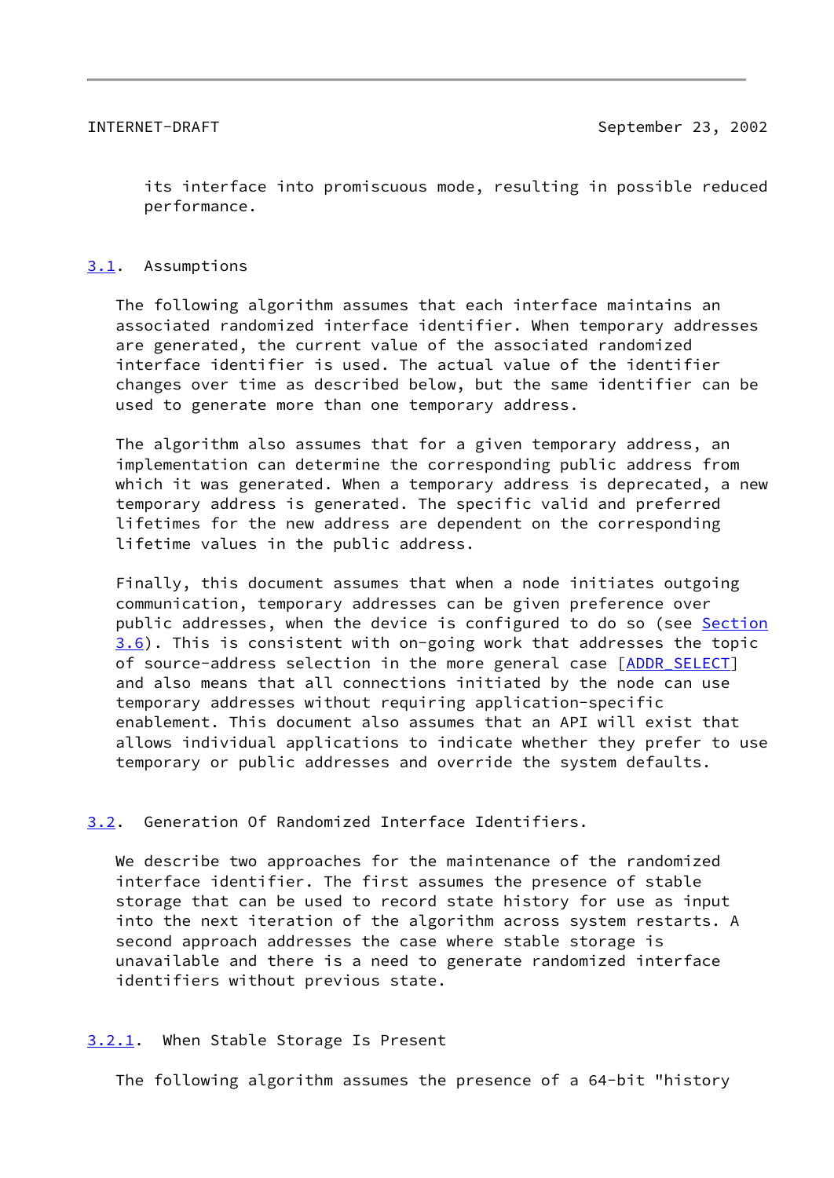its interface into promiscuous mode, resulting in possible reduced performance.

### 3.1. Assumptions

The following algorithm assumes that each interface maintains an associated randomized interface identifier. When temporary addresses are generated, the current value of the associated randomized interface identifier is used. The actual value of the identifier changes over time as described below, but the same identifier can be used to generate more than one temporary address.

The algorithm also assumes that for a given temporary address, an implementation can determine the corresponding public address from which it was generated. When a temporary address is deprecated, a new temporary address is generated. The specific valid and preferred lifetimes for the new address are dependent on the corresponding lifetime values in the public address.

Finally, this document assumes that when a node initiates outgoing communication, temporary addresses can be given preference over public addresses, when the device is configured to do so (see Section 3.6). This is consistent with on-going work that addresses the topic of source-address selection in the more general case [ADDR_SELECT] and also means that all connections initiated by the node can use temporary addresses without requiring application-specific enablement. This document also assumes that an API will exist that allows individual applications to indicate whether they prefer to use temporary or public addresses and override the system defaults.

### 3.2. Generation Of Randomized Interface Identifiers.

We describe two approaches for the maintenance of the randomized interface identifier. The first assumes the presence of stable storage that can be used to record state history for use as input into the next iteration of the algorithm across system restarts. A second approach addresses the case where stable storage is unavailable and there is a need to generate randomized interface identifiers without previous state.

#### 3.2.1. When Stable Storage Is Present

The following algorithm assumes the presence of a 64-bit "history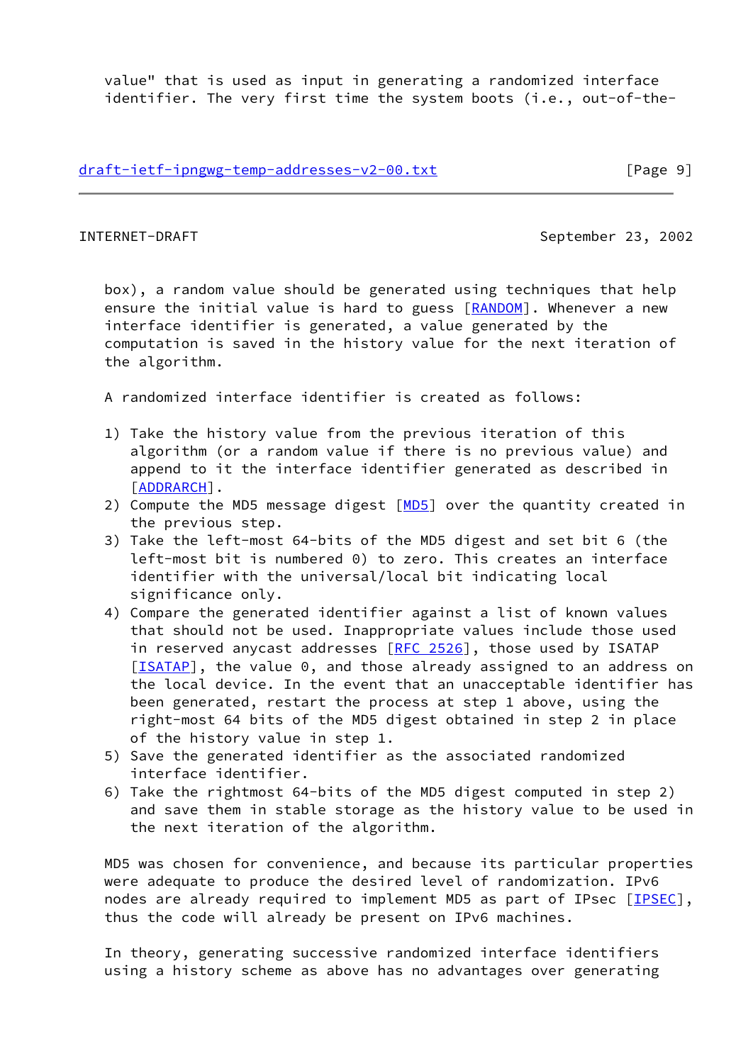value" that is used as input in generating a randomized interface identifier. The very first time the system boots (i.e., out-of-the-box), a random value should be generated using techniques that help ensure the initial value is hard to guess [RANDOM]. Whenever a new interface identifier is generated, a value generated by the computation is saved in the history value for the next iteration of the algorithm.

A randomized interface identifier is created as follows:

1) Take the history value from the previous iteration of this algorithm (or a random value if there is no previous value) and append to it the interface identifier generated as described in [ADDRARCH].
2) Compute the MD5 message digest [MD5] over the quantity created in the previous step.
3) Take the left-most 64-bits of the MD5 digest and set bit 6 (the left-most bit is numbered 0) to zero. This creates an interface identifier with the universal/local bit indicating local significance only.
4) Compare the generated identifier against a list of known values that should not be used. Inappropriate values include those used in reserved anycast addresses [RFC 2526], those used by ISATAP [ISATAP], the value 0, and those already assigned to an address on the local device. In the event that an unacceptable identifier has been generated, restart the process at step 1 above, using the right-most 64 bits of the MD5 digest obtained in step 2 in place of the history value in step 1.
5) Save the generated identifier as the associated randomized interface identifier.
6) Take the rightmost 64-bits of the MD5 digest computed in step 2) and save them in stable storage as the history value to be used in the next iteration of the algorithm.

MD5 was chosen for convenience, and because its particular properties were adequate to produce the desired level of randomization. IPv6 nodes are already required to implement MD5 as part of IPsec [IPSEC], thus the code will already be present on IPv6 machines.

In theory, generating successive randomized interface identifiers using a history scheme as above has no advantages over generating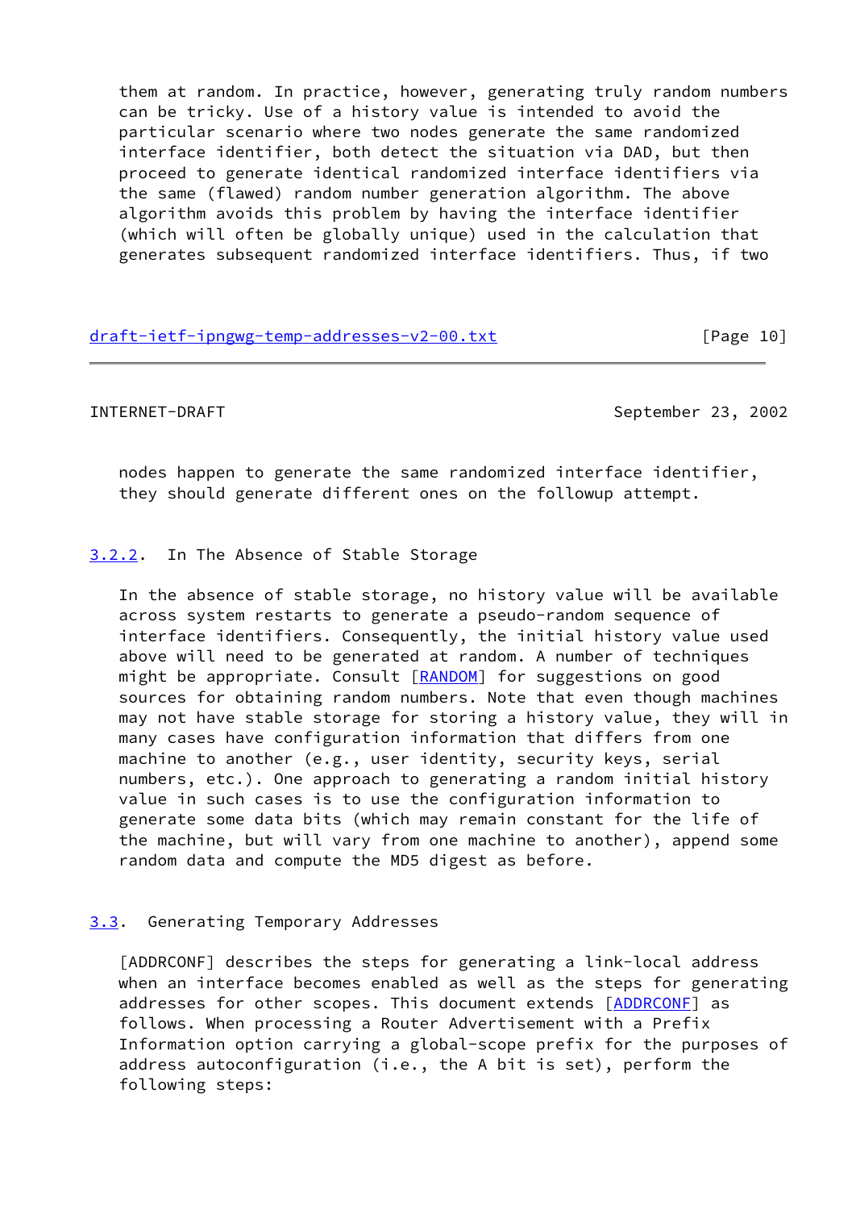them at random. In practice, however, generating truly random numbers can be tricky. Use of a history value is intended to avoid the particular scenario where two nodes generate the same randomized interface identifier, both detect the situation via DAD, but then proceed to generate identical randomized interface identifiers via the same (flawed) random number generation algorithm. The above algorithm avoids this problem by having the interface identifier (which will often be globally unique) used in the calculation that generates subsequent randomized interface identifiers. Thus, if two nodes happen to generate the same randomized interface identifier, they should generate different ones on the followup attempt.

### 3.2.2. In The Absence of Stable Storage

In the absence of stable storage, no history value will be available across system restarts to generate a pseudo-random sequence of interface identifiers. Consequently, the initial history value used above will need to be generated at random. A number of techniques might be appropriate. Consult [RANDOM] for suggestions on good sources for obtaining random numbers. Note that even though machines may not have stable storage for storing a history value, they will in many cases have configuration information that differs from one machine to another (e.g., user identity, security keys, serial numbers, etc.). One approach to generating a random initial history value in such cases is to use the configuration information to generate some data bits (which may remain constant for the life of the machine, but will vary from one machine to another), append some random data and compute the MD5 digest as before.

## 3.3. Generating Temporary Addresses

[ADDRCONF] describes the steps for generating a link-local address when an interface becomes enabled as well as the steps for generating addresses for other scopes. This document extends [ADDRCONF] as follows. When processing a Router Advertisement with a Prefix Information option carrying a global-scope prefix for the purposes of address autoconfiguration (i.e., the A bit is set), perform the following steps: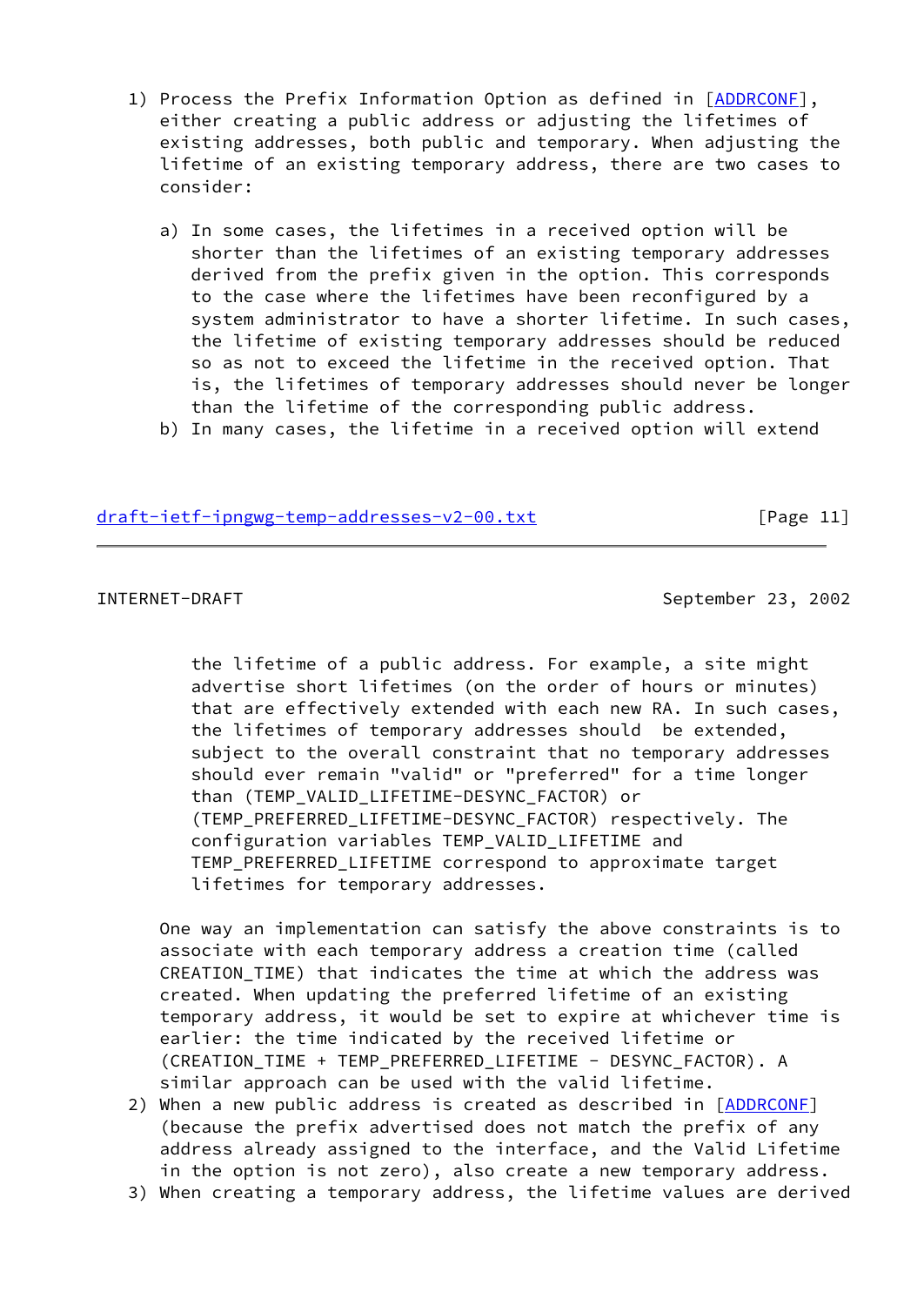1) Process the Prefix Information Option as defined in [ADDRCONF], either creating a public address or adjusting the lifetimes of existing addresses, both public and temporary. When adjusting the lifetime of an existing temporary address, there are two cases to consider:

   a) In some cases, the lifetimes in a received option will be shorter than the lifetimes of an existing temporary addresses derived from the prefix given in the option. This corresponds to the case where the lifetimes have been reconfigured by a system administrator to have a shorter lifetime. In such cases, the lifetime of existing temporary addresses should be reduced so as not to exceed the lifetime in the received option. That is, the lifetimes of temporary addresses should never be longer than the lifetime of the corresponding public address.
   b) In many cases, the lifetime in a received option will extend the lifetime of a public address. For example, a site might advertise short lifetimes (on the order of hours or minutes) that are effectively extended with each new RA. In such cases, the lifetimes of temporary addresses should be extended, subject to the overall constraint that no temporary addresses should ever remain "valid" or "preferred" for a time longer than (TEMP_VALID_LIFETIME-DESYNC_FACTOR) or (TEMP_PREFERRED_LIFETIME-DESYNC_FACTOR) respectively. The configuration variables TEMP_VALID_LIFETIME and TEMP_PREFERRED_LIFETIME correspond to approximate target lifetimes for temporary addresses.

   One way an implementation can satisfy the above constraints is to associate with each temporary address a creation time (called CREATION_TIME) that indicates the time at which the address was created. When updating the preferred lifetime of an existing temporary address, it would be set to expire at whichever time is earlier: the time indicated by the received lifetime or (CREATION_TIME + TEMP_PREFERRED_LIFETIME - DESYNC_FACTOR). A similar approach can be used with the valid lifetime.
2) When a new public address is created as described in [ADDRCONF] (because the prefix advertised does not match the prefix of any address already assigned to the interface, and the Valid Lifetime in the option is not zero), also create a new temporary address.
3) When creating a temporary address, the lifetime values are derived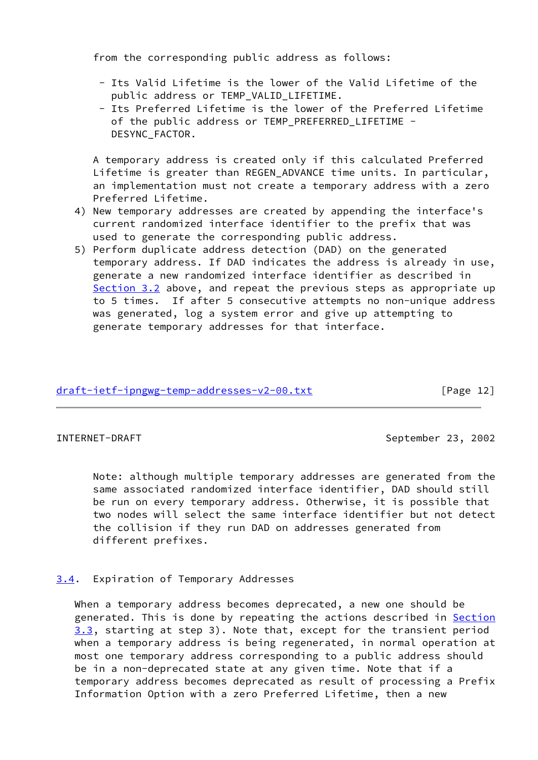from the corresponding public address as follows:

- Its Valid Lifetime is the lower of the Valid Lifetime of the public address or TEMP_VALID_LIFETIME.
- Its Preferred Lifetime is the lower of the Preferred Lifetime of the public address or TEMP_PREFERRED_LIFETIME - DESYNC_FACTOR.

A temporary address is created only if this calculated Preferred Lifetime is greater than REGEN_ADVANCE time units. In particular, an implementation must not create a temporary address with a zero Preferred Lifetime.

4) New temporary addresses are created by appending the interface's current randomized interface identifier to the prefix that was used to generate the corresponding public address.
5) Perform duplicate address detection (DAD) on the generated temporary address. If DAD indicates the address is already in use, generate a new randomized interface identifier as described in Section 3.2 above, and repeat the previous steps as appropriate up to 5 times. If after 5 consecutive attempts no non-unique address was generated, log a system error and give up attempting to generate temporary addresses for that interface.

Note: although multiple temporary addresses are generated from the same associated randomized interface identifier, DAD should still be run on every temporary address. Otherwise, it is possible that two nodes will select the same interface identifier but not detect the collision if they run DAD on addresses generated from different prefixes.

## 3.4. Expiration of Temporary Addresses

When a temporary address becomes deprecated, a new one should be generated. This is done by repeating the actions described in Section 3.3, starting at step 3). Note that, except for the transient period when a temporary address is being regenerated, in normal operation at most one temporary address corresponding to a public address should be in a non-deprecated state at any given time. Note that if a temporary address becomes deprecated as result of processing a Prefix Information Option with a zero Preferred Lifetime, then a new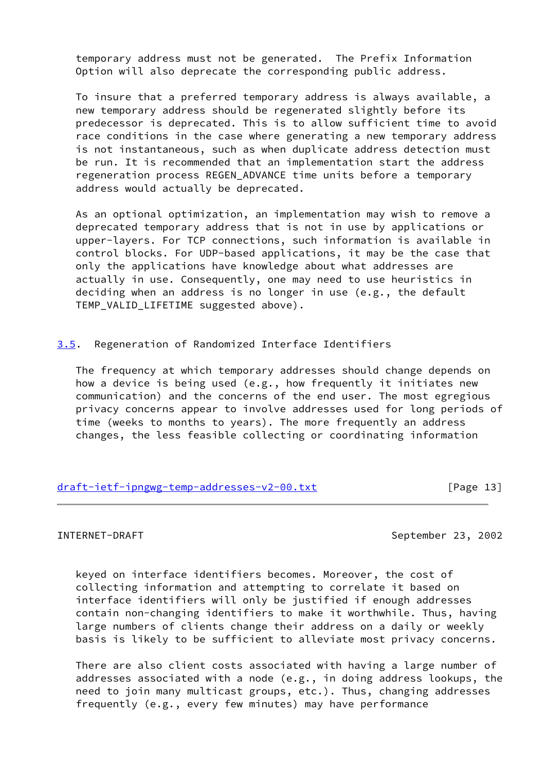temporary address must not be generated. The Prefix Information Option will also deprecate the corresponding public address.

To insure that a preferred temporary address is always available, a new temporary address should be regenerated slightly before its predecessor is deprecated. This is to allow sufficient time to avoid race conditions in the case where generating a new temporary address is not instantaneous, such as when duplicate address detection must be run. It is recommended that an implementation start the address regeneration process REGEN_ADVANCE time units before a temporary address would actually be deprecated.

As an optional optimization, an implementation may wish to remove a deprecated temporary address that is not in use by applications or upper-layers. For TCP connections, such information is available in control blocks. For UDP-based applications, it may be the case that only the applications have knowledge about what addresses are actually in use. Consequently, one may need to use heuristics in deciding when an address is no longer in use (e.g., the default TEMP_VALID_LIFETIME suggested above).

## 3.5. Regeneration of Randomized Interface Identifiers

The frequency at which temporary addresses should change depends on how a device is being used (e.g., how frequently it initiates new communication) and the concerns of the end user. The most egregious privacy concerns appear to involve addresses used for long periods of time (weeks to months to years). The more frequently an address changes, the less feasible collecting or coordinating information keyed on interface identifiers becomes. Moreover, the cost of collecting information and attempting to correlate it based on interface identifiers will only be justified if enough addresses contain non-changing identifiers to make it worthwhile. Thus, having large numbers of clients change their address on a daily or weekly basis is likely to be sufficient to alleviate most privacy concerns.

There are also client costs associated with having a large number of addresses associated with a node (e.g., in doing address lookups, the need to join many multicast groups, etc.). Thus, changing addresses frequently (e.g., every few minutes) may have performance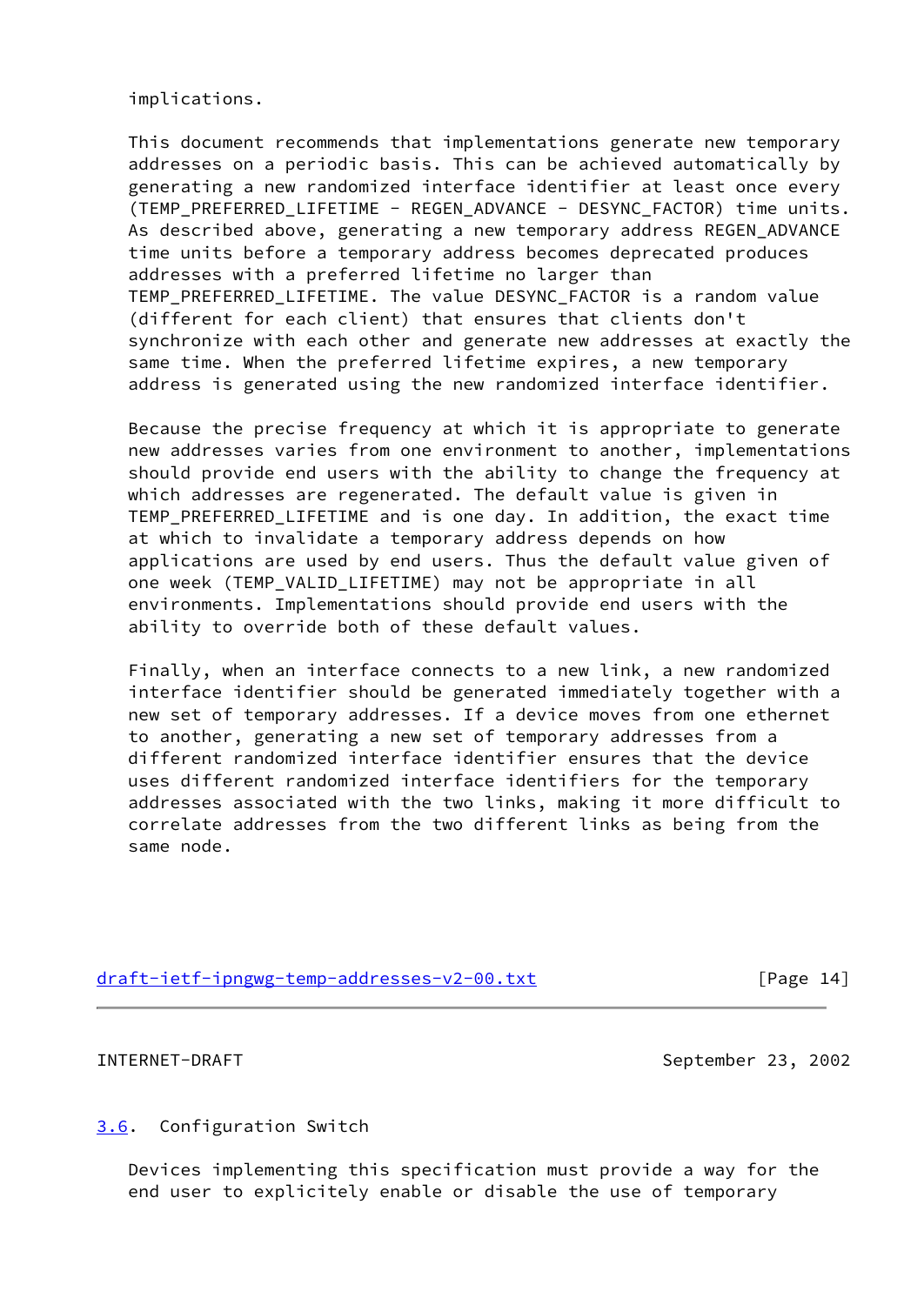implications.

This document recommends that implementations generate new temporary addresses on a periodic basis. This can be achieved automatically by generating a new randomized interface identifier at least once every (TEMP_PREFERRED_LIFETIME - REGEN_ADVANCE - DESYNC_FACTOR) time units. As described above, generating a new temporary address REGEN_ADVANCE time units before a temporary address becomes deprecated produces addresses with a preferred lifetime no larger than TEMP_PREFERRED_LIFETIME. The value DESYNC_FACTOR is a random value (different for each client) that ensures that clients don't synchronize with each other and generate new addresses at exactly the same time. When the preferred lifetime expires, a new temporary address is generated using the new randomized interface identifier.

Because the precise frequency at which it is appropriate to generate new addresses varies from one environment to another, implementations should provide end users with the ability to change the frequency at which addresses are regenerated. The default value is given in TEMP_PREFERRED_LIFETIME and is one day. In addition, the exact time at which to invalidate a temporary address depends on how applications are used by end users. Thus the default value given of one week (TEMP_VALID_LIFETIME) may not be appropriate in all environments. Implementations should provide end users with the ability to override both of these default values.

Finally, when an interface connects to a new link, a new randomized interface identifier should be generated immediately together with a new set of temporary addresses. If a device moves from one ethernet to another, generating a new set of temporary addresses from a different randomized interface identifier ensures that the device uses different randomized interface identifiers for the temporary addresses associated with the two links, making it more difficult to correlate addresses from the two different links as being from the same node.

### 3.6. Configuration Switch

Devices implementing this specification must provide a way for the end user to explicitely enable or disable the use of temporary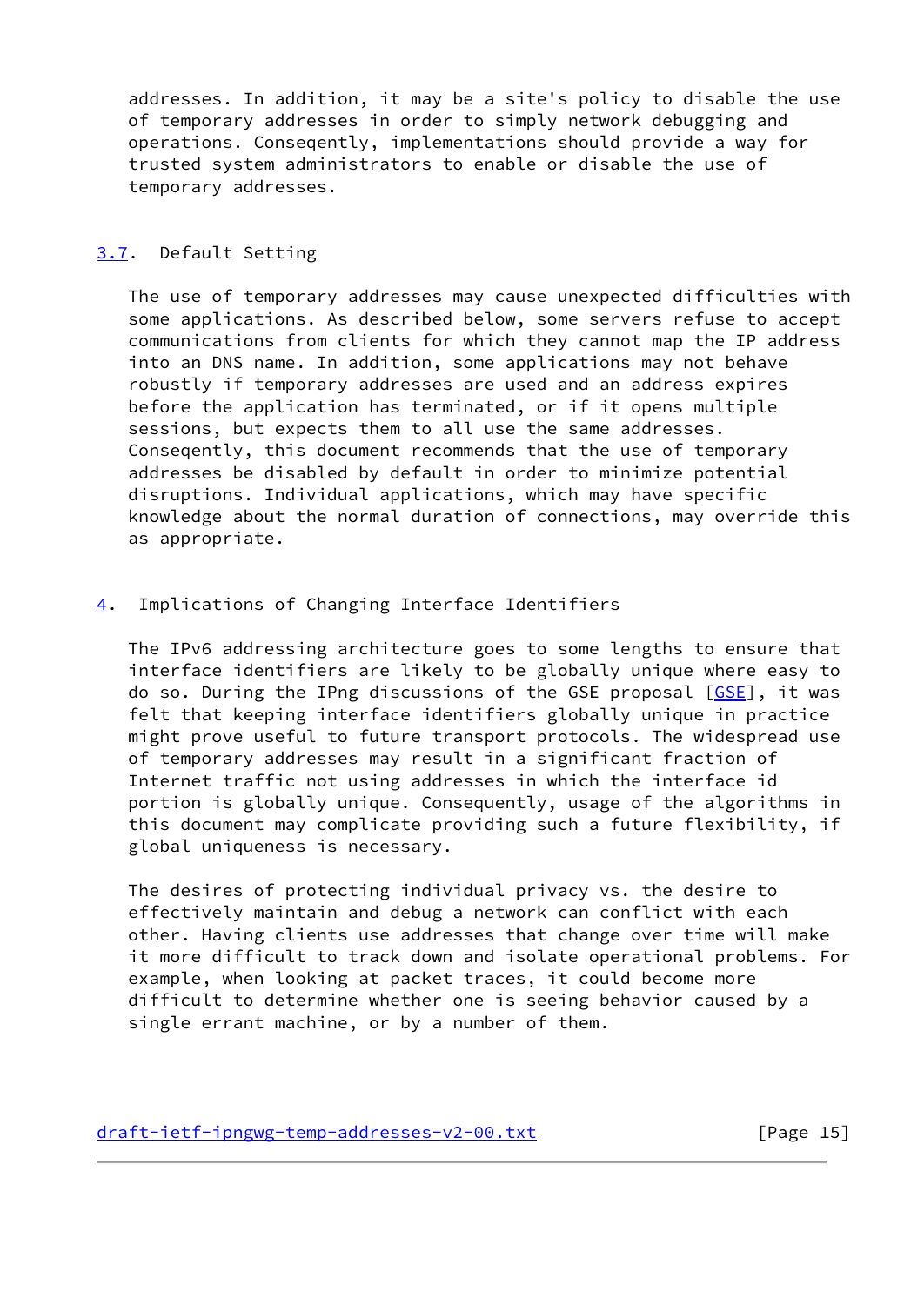addresses. In addition, it may be a site's policy to disable the use of temporary addresses in order to simply network debugging and operations. Conseqently, implementations should provide a way for trusted system administrators to enable or disable the use of temporary addresses.

### 3.7. Default Setting

The use of temporary addresses may cause unexpected difficulties with some applications. As described below, some servers refuse to accept communications from clients for which they cannot map the IP address into an DNS name. In addition, some applications may not behave robustly if temporary addresses are used and an address expires before the application has terminated, or if it opens multiple sessions, but expects them to all use the same addresses. Conseqently, this document recommends that the use of temporary addresses be disabled by default in order to minimize potential disruptions. Individual applications, which may have specific knowledge about the normal duration of connections, may override this as appropriate.

## 4. Implications of Changing Interface Identifiers

The IPv6 addressing architecture goes to some lengths to ensure that interface identifiers are likely to be globally unique where easy to do so. During the IPng discussions of the GSE proposal [GSE], it was felt that keeping interface identifiers globally unique in practice might prove useful to future transport protocols. The widespread use of temporary addresses may result in a significant fraction of Internet traffic not using addresses in which the interface id portion is globally unique. Consequently, usage of the algorithms in this document may complicate providing such a future flexibility, if global uniqueness is necessary.

The desires of protecting individual privacy vs. the desire to effectively maintain and debug a network can conflict with each other. Having clients use addresses that change over time will make it more difficult to track down and isolate operational problems. For example, when looking at packet traces, it could become more difficult to determine whether one is seeing behavior caused by a single errant machine, or by a number of them.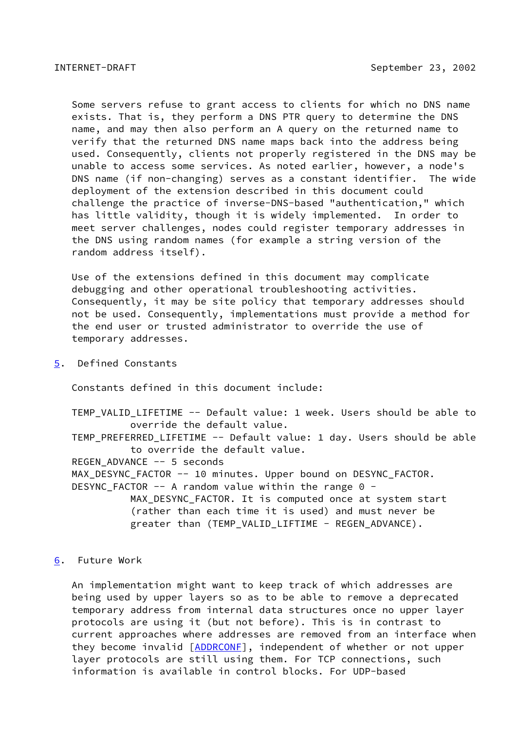Some servers refuse to grant access to clients for which no DNS name exists. That is, they perform a DNS PTR query to determine the DNS name, and may then also perform an A query on the returned name to verify that the returned DNS name maps back into the address being used. Consequently, clients not properly registered in the DNS may be unable to access some services. As noted earlier, however, a node's DNS name (if non-changing) serves as a constant identifier. The wide deployment of the extension described in this document could challenge the practice of inverse-DNS-based "authentication," which has little validity, though it is widely implemented. In order to meet server challenges, nodes could register temporary addresses in the DNS using random names (for example a string version of the random address itself).

Use of the extensions defined in this document may complicate debugging and other operational troubleshooting activities. Consequently, it may be site policy that temporary addresses should not be used. Consequently, implementations must provide a method for the end user or trusted administrator to override the use of temporary addresses.

## 5. Defined Constants

Constants defined in this document include:

- TEMP_VALID_LIFETIME -- Default value: 1 week. Users should be able to override the default value.
- TEMP_PREFERRED_LIFETIME -- Default value: 1 day. Users should be able to override the default value.
- REGEN_ADVANCE -- 5 seconds
- MAX_DESYNC_FACTOR -- 10 minutes. Upper bound on DESYNC_FACTOR.
- DESYNC_FACTOR -- A random value within the range 0 - MAX_DESYNC_FACTOR. It is computed once at system start (rather than each time it is used) and must never be greater than (TEMP_VALID_LIFTIME - REGEN_ADVANCE).

## 6. Future Work

An implementation might want to keep track of which addresses are being used by upper layers so as to be able to remove a deprecated temporary address from internal data structures once no upper layer protocols are using it (but not before). This is in contrast to current approaches where addresses are removed from an interface when they become invalid [ADDRCONF], independent of whether or not upper layer protocols are still using them. For TCP connections, such information is available in control blocks. For UDP-based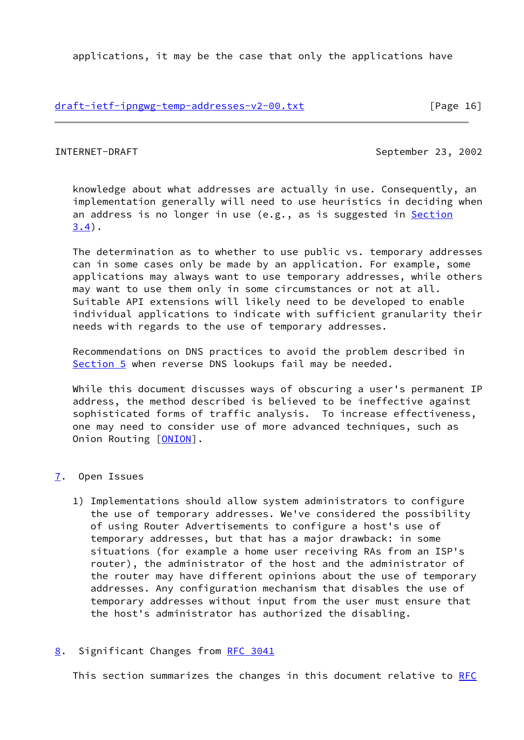applications, it may be the case that only the applications have knowledge about what addresses are actually in use. Consequently, an implementation generally will need to use heuristics in deciding when an address is no longer in use (e.g., as is suggested in Section 3.4).

The determination as to whether to use public vs. temporary addresses can in some cases only be made by an application. For example, some applications may always want to use temporary addresses, while others may want to use them only in some circumstances or not at all. Suitable API extensions will likely need to be developed to enable individual applications to indicate with sufficient granularity their needs with regards to the use of temporary addresses.

Recommendations on DNS practices to avoid the problem described in Section 5 when reverse DNS lookups fail may be needed.

While this document discusses ways of obscuring a user's permanent IP address, the method described is believed to be ineffective against sophisticated forms of traffic analysis. To increase effectiveness, one may need to consider use of more advanced techniques, such as Onion Routing [ONION].

## 7. Open Issues

1) Implementations should allow system administrators to configure the use of temporary addresses. We've considered the possibility of using Router Advertisements to configure a host's use of temporary addresses, but that has a major drawback: in some situations (for example a home user receiving RAs from an ISP's router), the administrator of the host and the administrator of the router may have different opinions about the use of temporary addresses. Any configuration mechanism that disables the use of temporary addresses without input from the user must ensure that the host's administrator has authorized the disabling.

## 8. Significant Changes from RFC 3041

This section summarizes the changes in this document relative to RFC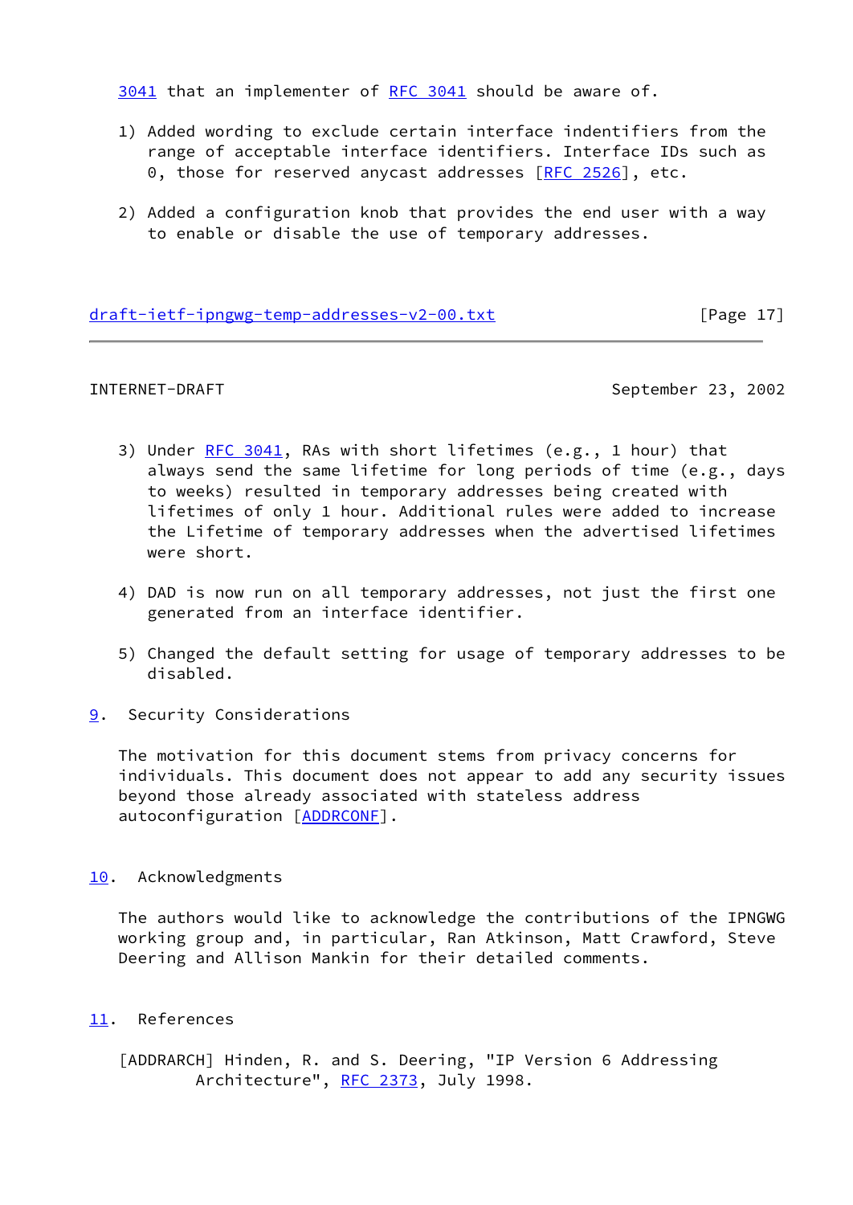3041 that an implementer of RFC 3041 should be aware of.

1) Added wording to exclude certain interface indentifiers from the range of acceptable interface identifiers. Interface IDs such as 0, those for reserved anycast addresses [RFC 2526], etc.

2) Added a configuration knob that provides the end user with a way to enable or disable the use of temporary addresses.

3) Under RFC 3041, RAs with short lifetimes (e.g., 1 hour) that always send the same lifetime for long periods of time (e.g., days to weeks) resulted in temporary addresses being created with lifetimes of only 1 hour. Additional rules were added to increase the Lifetime of temporary addresses when the advertised lifetimes were short.

4) DAD is now run on all temporary addresses, not just the first one generated from an interface identifier.

5) Changed the default setting for usage of temporary addresses to be disabled.

## 9. Security Considerations

The motivation for this document stems from privacy concerns for individuals. This document does not appear to add any security issues beyond those already associated with stateless address autoconfiguration [ADDRCONF].

## 10. Acknowledgments

The authors would like to acknowledge the contributions of the IPNGWG working group and, in particular, Ran Atkinson, Matt Crawford, Steve Deering and Allison Mankin for their detailed comments.

## 11. References

[ADDRARCH] Hinden, R. and S. Deering, "IP Version 6 Addressing Architecture", RFC 2373, July 1998.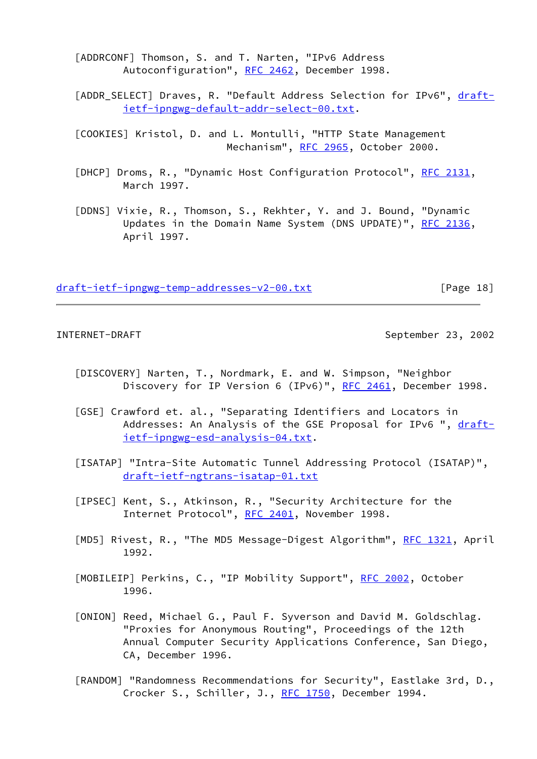[ADDRCONF] Thomson, S. and T. Narten, "IPv6 Address Autoconfiguration", RFC 2462, December 1998.

[ADDR_SELECT] Draves, R. "Default Address Selection for IPv6", draft-ietf-ipngwg-default-addr-select-00.txt.

[COOKIES] Kristol, D. and L. Montulli, "HTTP State Management Mechanism", RFC 2965, October 2000.

[DHCP] Droms, R., "Dynamic Host Configuration Protocol", RFC 2131, March 1997.

[DDNS] Vixie, R., Thomson, S., Rekhter, Y. and J. Bound, "Dynamic Updates in the Domain Name System (DNS UPDATE)", RFC 2136, April 1997.

[DISCOVERY] Narten, T., Nordmark, E. and W. Simpson, "Neighbor Discovery for IP Version 6 (IPv6)", RFC 2461, December 1998.

[GSE] Crawford et. al., "Separating Identifiers and Locators in Addresses: An Analysis of the GSE Proposal for IPv6 ", draft-ietf-ipngwg-esd-analysis-04.txt.

[ISATAP] "Intra-Site Automatic Tunnel Addressing Protocol (ISATAP)", draft-ietf-ngtrans-isatap-01.txt

[IPSEC] Kent, S., Atkinson, R., "Security Architecture for the Internet Protocol", RFC 2401, November 1998.

[MD5] Rivest, R., "The MD5 Message-Digest Algorithm", RFC 1321, April 1992.

[MOBILEIP] Perkins, C., "IP Mobility Support", RFC 2002, October 1996.

[ONION] Reed, Michael G., Paul F. Syverson and David M. Goldschlag. "Proxies for Anonymous Routing", Proceedings of the 12th Annual Computer Security Applications Conference, San Diego, CA, December 1996.

[RANDOM] "Randomness Recommendations for Security", Eastlake 3rd, D., Crocker S., Schiller, J., RFC 1750, December 1994.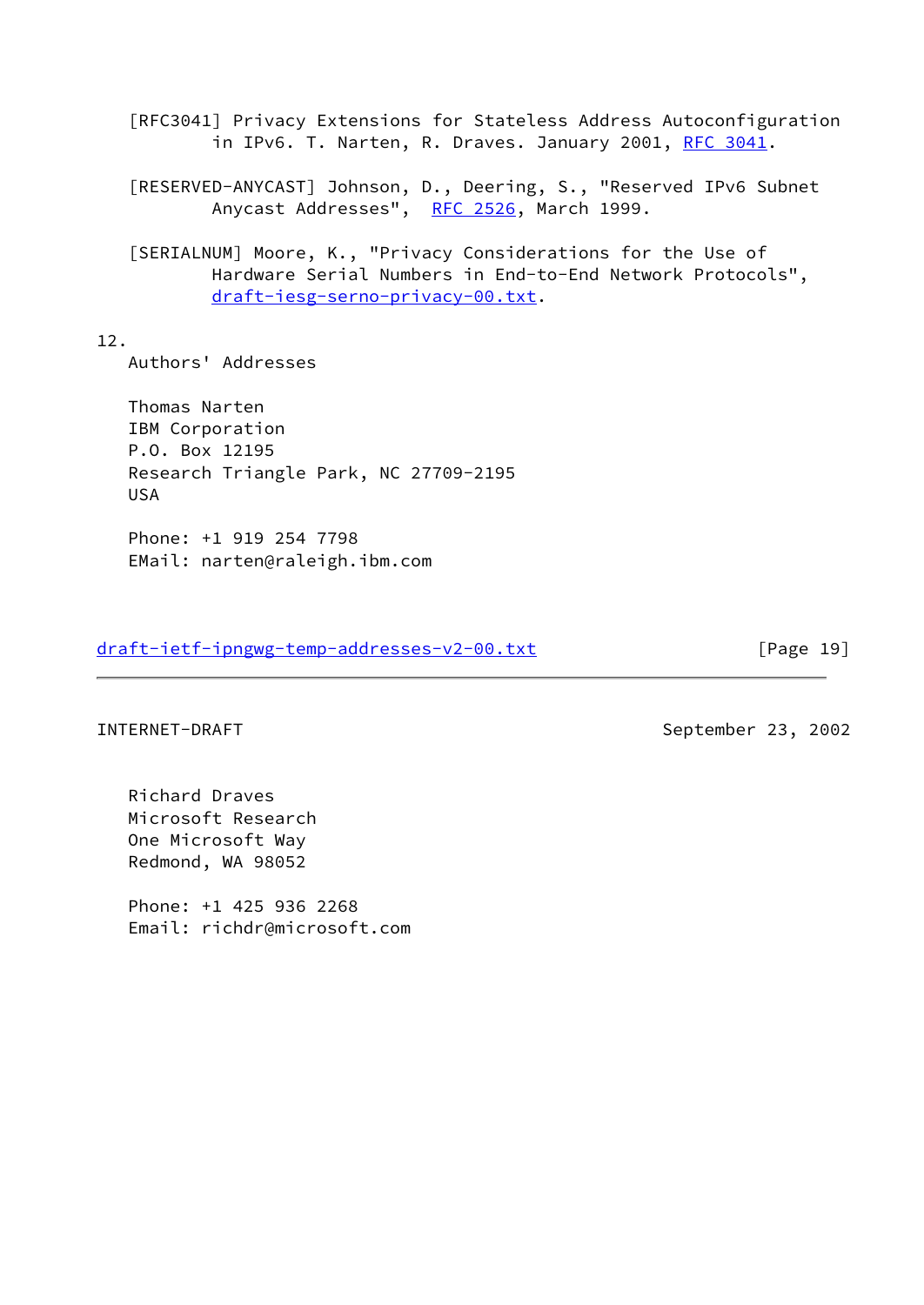[RFC3041] Privacy Extensions for Stateless Address Autoconfiguration in IPv6. T. Narten, R. Draves. January 2001, RFC 3041.

[RESERVED-ANYCAST] Johnson, D., Deering, S., "Reserved IPv6 Subnet Anycast Addresses", RFC 2526, March 1999.

[SERIALNUM] Moore, K., "Privacy Considerations for the Use of Hardware Serial Numbers in End-to-End Network Protocols", draft-iesg-serno-privacy-00.txt.

## 12. Authors' Addresses

Thomas Narten
IBM Corporation
P.O. Box 12195
Research Triangle Park, NC 27709-2195
USA

Phone: +1 919 254 7798
EMail: narten@raleigh.ibm.com

Richard Draves
Microsoft Research
One Microsoft Way
Redmond, WA 98052

Phone: +1 425 936 2268
Email: richdr@microsoft.com